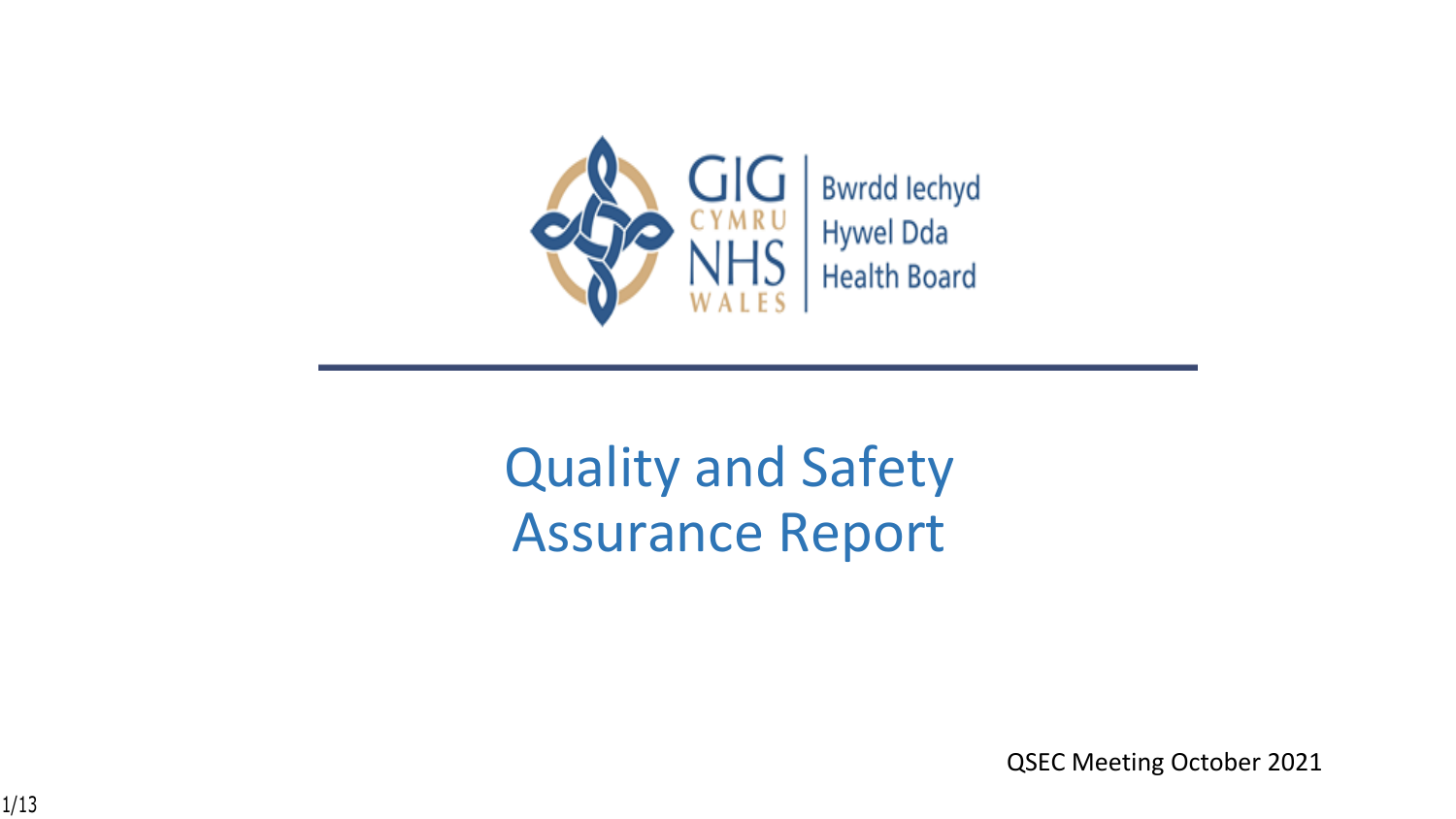GIG CYMRU NHS WALES

Bwrdd Iechyd Hywel Dda Health Board

# Quality and Safety Assurance Report

QSEC Meeting October 2021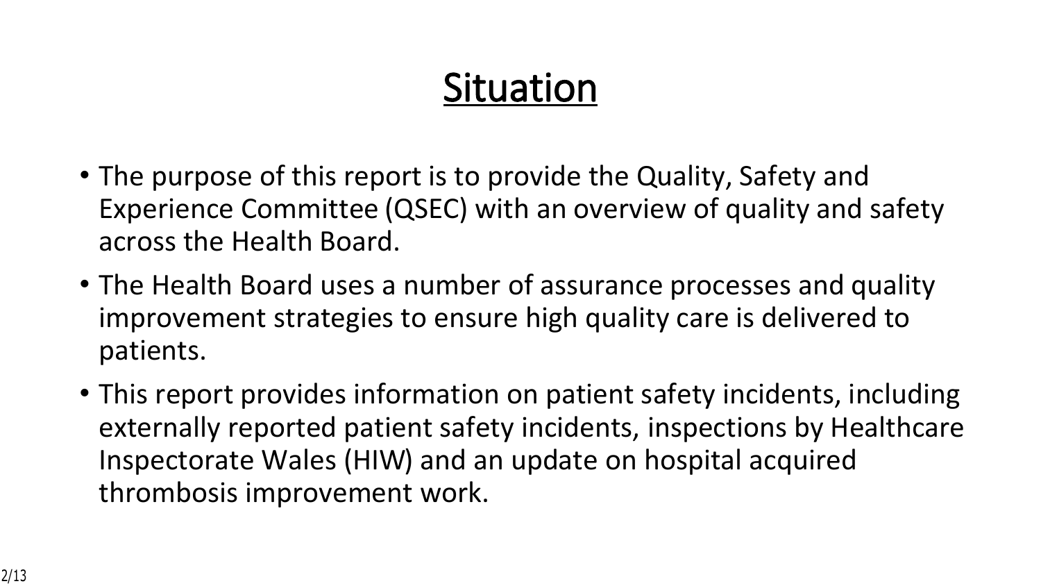# Situation

- The purpose of this report is to provide the Quality, Safety and Experience Committee (QSEC) with an overview of quality and safety across the Health Board.
- The Health Board uses a number of assurance processes and quality improvement strategies to ensure high quality care is delivered to patients.
- This report provides information on patient safety incidents, including externally reported patient safety incidents, inspections by Healthcare Inspectorate Wales (HIW) and an update on hospital acquired thrombosis improvement work.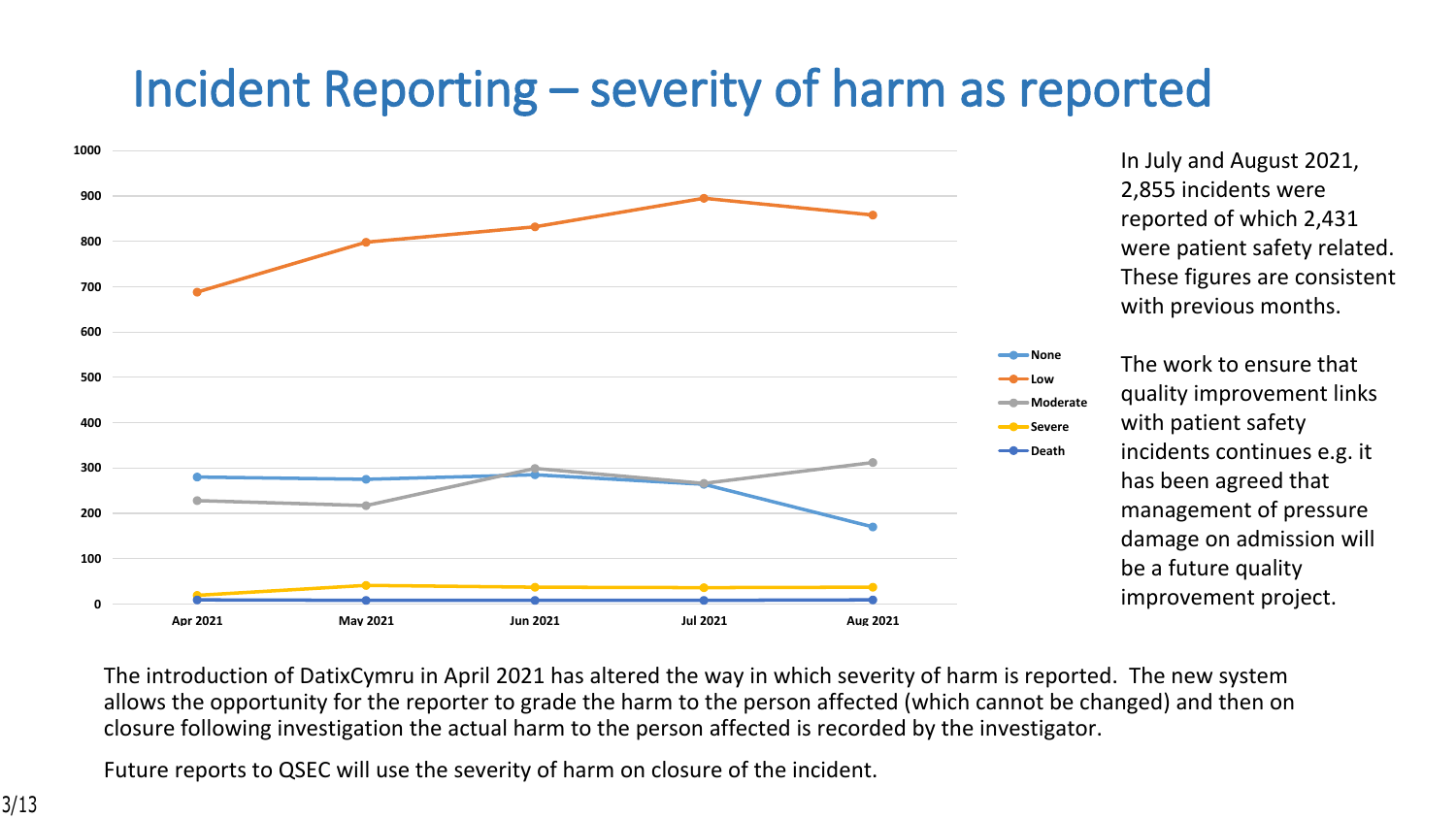# Incident Reporting – severity of harm as reported

In July and August 2021, 2,855 incidents were reported of which 2,431 were patient safety related. These figures are consistent with previous months.

The work to ensure that quality improvement links with patient safety incidents continues e.g. it has been agreed that management of pressure damage on admission will be a future quality improvement project.

The introduction of DatixCymru in April 2021 has altered the way in which severity of harm is reported. The new system allows the opportunity for the reporter to grade the harm to the person affected (which cannot be changed) and then on closure following investigation the actual harm to the person affected is recorded by the investigator.

Future reports to QSEC will use the severity of harm on closure of the incident.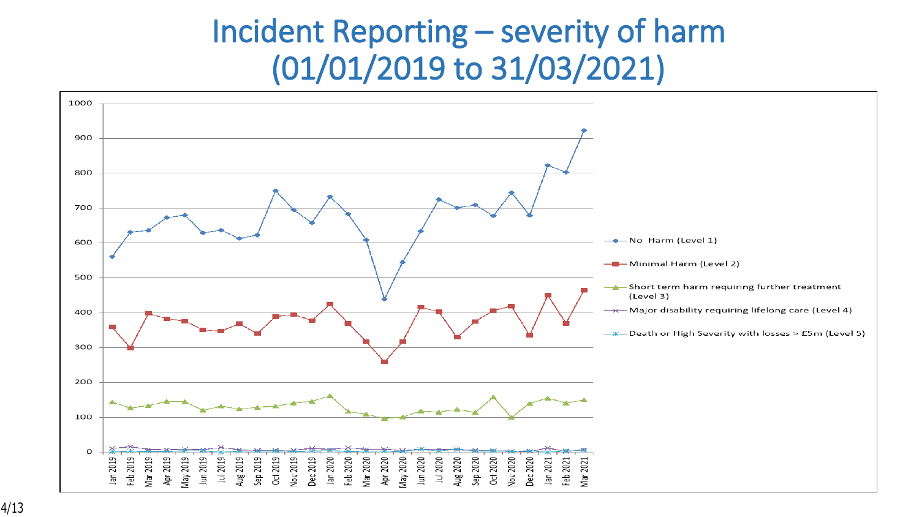# Incident Reporting – severity of harm (01/01/2019 to 31/03/2021)

Y-axis: 0, 100, 200, 300, 400, 500, 600, 700, 800, 900, 1000

X-axis: Jan 2019, Feb 2019, Mar 2019, Apr 2019, May 2019, Jun 2019, Jul 2019, Aug 2019, Sep 2019, Oct 2019, Nov 2019, Dec 2019, Jan 2020, Feb 2020, Mar 2020, Apr 2020, May 2020, Jun 2020, Jul 2020, Aug 2020, Sep 2020, Oct 2020, Nov 2020, Dec 2020, Jan 2021, Feb 2021, Mar 2021

Legend:
- No Harm (Level 1)
- Minimal Harm (Level 2)
- Short term harm requiring further treatment (Level 3)
- Major disability requiring lifelong care (Level 4)
- Death or High Severity with losses > £5m (Level 5)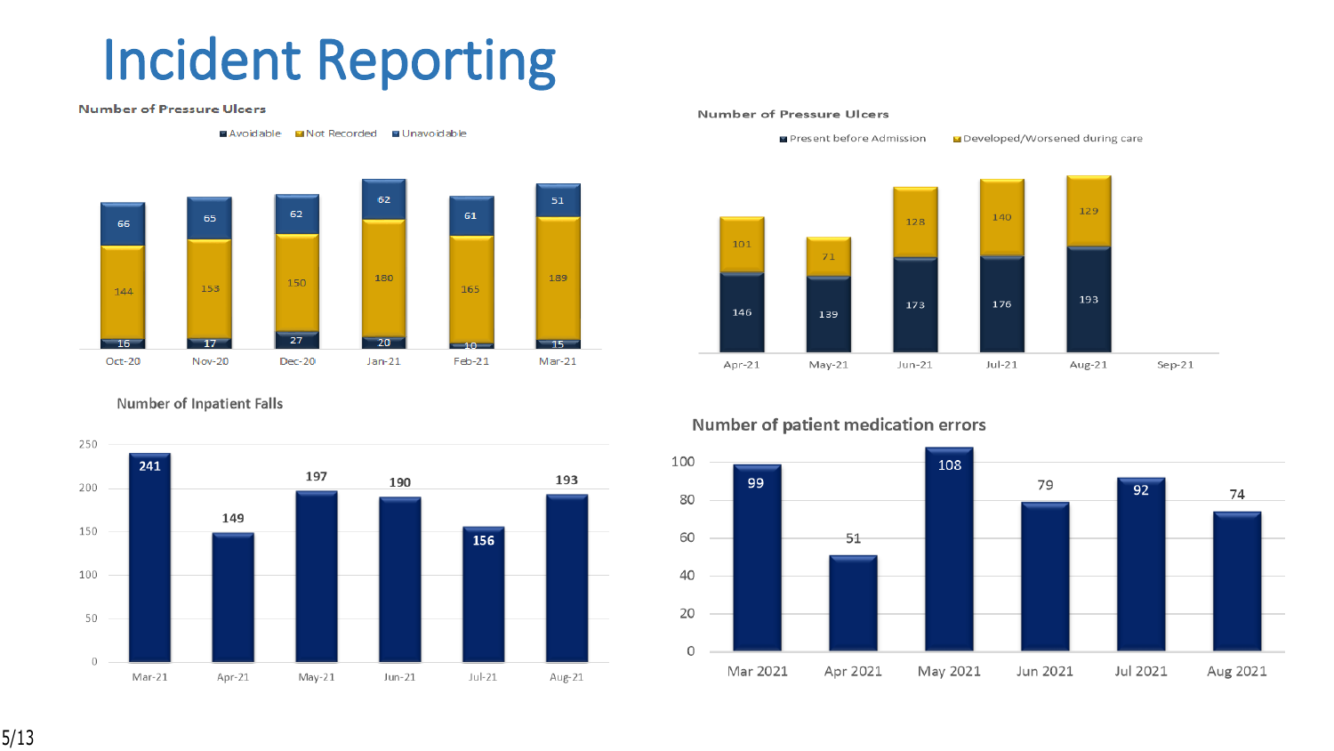# Incident Reporting

### Number of Pressure Ulcers

| Month | Avoidable | Not Recorded | Unavoidable |
|---|---|---|---|
| Oct-20 | 16 | 144 | 66 |
| Nov-20 | 17 | 153 | 65 |
| Dec-20 | 27 | 150 | 62 |
| Jan-21 | 20 | 180 | 62 |
| Feb-21 | 10 | 165 | 61 |
| Mar-21 | 15 | 189 | 51 |

### Number of Pressure Ulcers

| Month | Present before Admission | Developed/Worsened during care |
|---|---|---|
| Apr-21 | 146 | 101 |
| May-21 | 139 | 71 |
| Jun-21 | 173 | 128 |
| Jul-21 | 176 | 140 |
| Aug-21 | 193 | 129 |
| Sep-21 | | |

### Number of Inpatient Falls

| Month | Falls |
|---|---|
| Mar-21 | 241 |
| Apr-21 | 149 |
| May-21 | 197 |
| Jun-21 | 190 |
| Jul-21 | 156 |
| Aug-21 | 193 |

### Number of patient medication errors

| Month | Errors |
|---|---|
| Mar 2021 | 99 |
| Apr 2021 | 51 |
| May 2021 | 108 |
| Jun 2021 | 79 |
| Jul 2021 | 92 |
| Aug 2021 | 74 |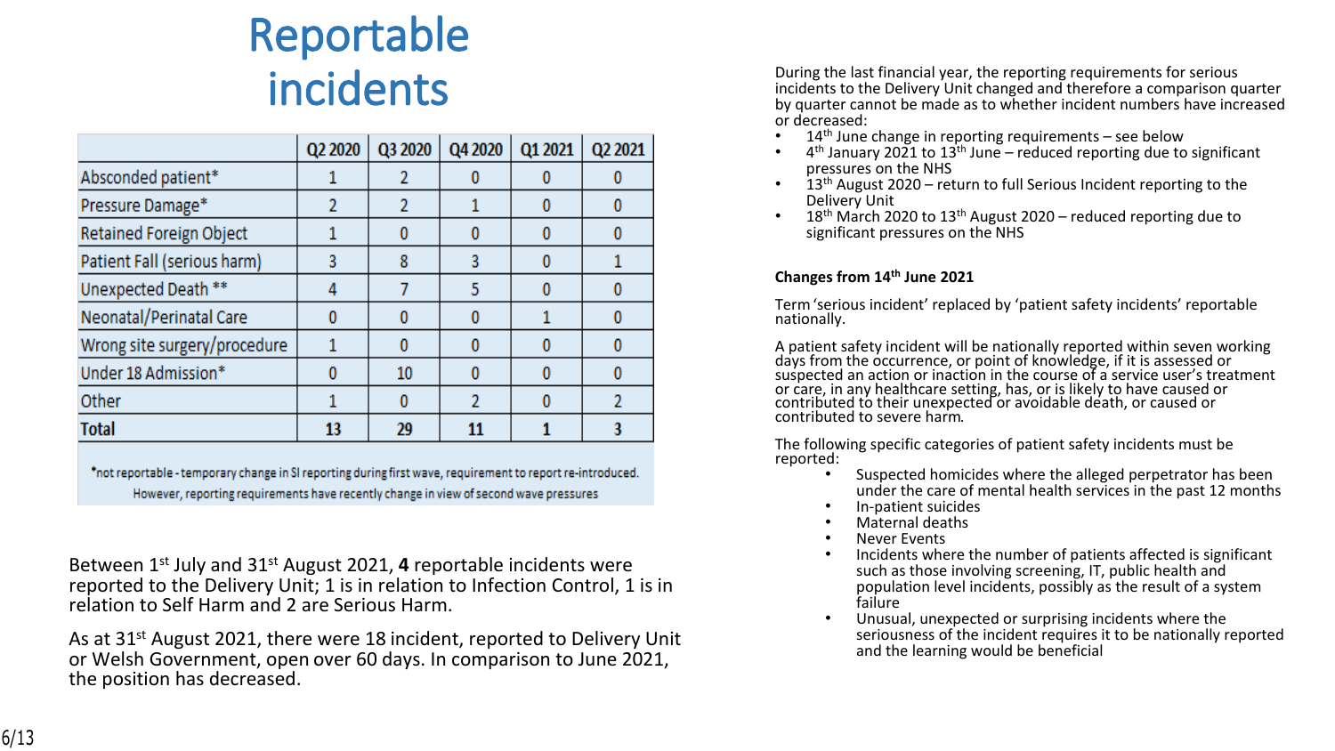# Reportable incidents

| | Q2 2020 | Q3 2020 | Q4 2020 | Q1 2021 | Q2 2021 |
|---|---|---|---|---|---|
| Absconded patient* | 1 | 2 | 0 | 0 | 0 |
| Pressure Damage* | 2 | 2 | 1 | 0 | 0 |
| Retained Foreign Object | 1 | 0 | 0 | 0 | 0 |
| Patient Fall (serious harm) | 3 | 8 | 3 | 0 | 1 |
| Unexpected Death ** | 4 | 7 | 5 | 0 | 0 |
| Neonatal/Perinatal Care | 0 | 0 | 0 | 1 | 0 |
| Wrong site surgery/procedure | 1 | 0 | 0 | 0 | 0 |
| Under 18 Admission* | 0 | 10 | 0 | 0 | 0 |
| Other | 1 | 0 | 2 | 0 | 2 |
| **Total** | **13** | **29** | **11** | **1** | **3** |

*not reportable - temporary change in SI reporting during first wave, requirement to report re-introduced. However, reporting requirements have recently change in view of second wave pressures

Between 1st July and 31st August 2021, **4** reportable incidents were reported to the Delivery Unit; 1 is in relation to Infection Control, 1 is in relation to Self Harm and 2 are Serious Harm.

As at 31st August 2021, there were 18 incident, reported to Delivery Unit or Welsh Government, open over 60 days. In comparison to June 2021, the position has decreased.

During the last financial year, the reporting requirements for serious incidents to the Delivery Unit changed and therefore a comparison quarter by quarter cannot be made as to whether incident numbers have increased or decreased:

- 14th June change in reporting requirements – see below
- 4th January 2021 to 13th June – reduced reporting due to significant pressures on the NHS
- 13th August 2020 – return to full Serious Incident reporting to the Delivery Unit
- 18th March 2020 to 13th August 2020 – reduced reporting due to significant pressures on the NHS

**Changes from 14th June 2021**

Term 'serious incident' replaced by 'patient safety incidents' reportable nationally.

A patient safety incident will be nationally reported within seven working days from the occurrence, or point of knowledge, if it is assessed or suspected that an action or inaction in the course of a service user's treatment or care, in any healthcare setting, has, or is likely to have caused or contributed to their unexpected or avoidable death, or caused or contributed to severe harm.

The following specific categories of patient safety incidents must be reported:

- Suspected homicides where the alleged perpetrator has been under the care of mental health services in the past 12 months
- In-patient suicides
- Maternal deaths
- Never Events
- Incidents where the number of patients affected is significant such as those involving screening, IT, public health and population level incidents, possibly as the result of a system failure
- Unusual, unexpected or surprising incidents where the seriousness of the incident requires it to be nationally reported and the learning would be beneficial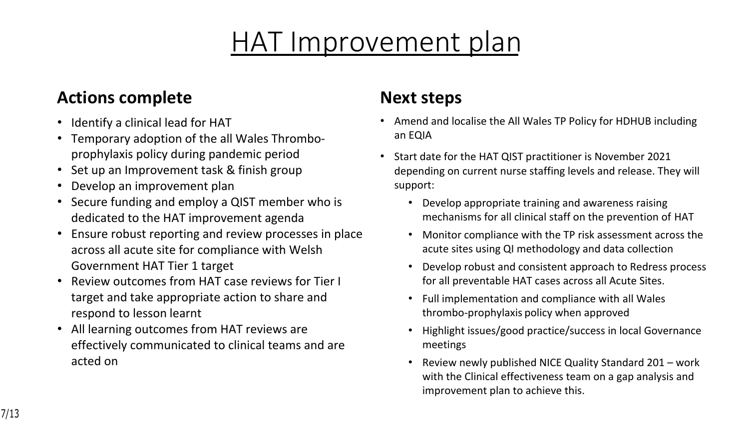# HAT Improvement plan

## Actions complete

- Identify a clinical lead for HAT
- Temporary adoption of the all Wales Thrombo-prophylaxis policy during pandemic period
- Set up an Improvement task & finish group
- Develop an improvement plan
- Secure funding and employ a QIST member who is dedicated to the HAT improvement agenda
- Ensure robust reporting and review processes in place across all acute site for compliance with Welsh Government HAT Tier 1 target
- Review outcomes from HAT case reviews for Tier I target and take appropriate action to share and respond to lesson learnt
- All learning outcomes from HAT reviews are effectively communicated to clinical teams and are acted on

## Next steps

- Amend and localise the All Wales TP Policy for HDHUB including an EQIA
- Start date for the HAT QIST practitioner is November 2021 depending on current nurse staffing levels and release. They will support:
  - Develop appropriate training and awareness raising mechanisms for all clinical staff on the prevention of HAT
  - Monitor compliance with the TP risk assessment across the acute sites using QI methodology and data collection
  - Develop robust and consistent approach to Redress process for all preventable HAT cases across all Acute Sites.
  - Full implementation and compliance with all Wales thrombo-prophylaxis policy when approved
  - Highlight issues/good practice/success in local Governance meetings
  - Review newly published NICE Quality Standard 201 – work with the Clinical effectiveness team on a gap analysis and improvement plan to achieve this.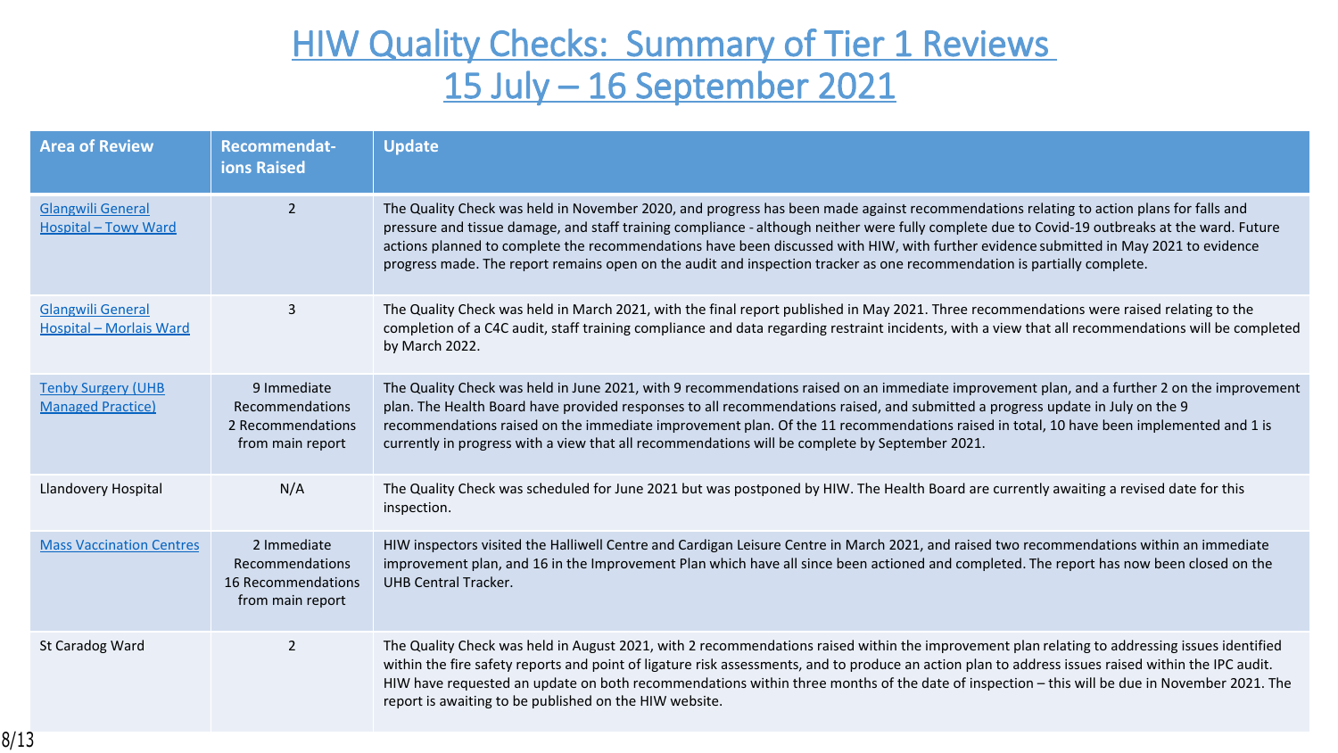# HIW Quality Checks: Summary of Tier 1 Reviews 15 July – 16 September 2021

| Area of Review | Recommendat-ions Raised | Update |
|---|---|---|
| Glangwili General Hospital – Towy Ward | 2 | The Quality Check was held in November 2020, and progress has been made against recommendations relating to action plans for falls and pressure and tissue damage, and staff training compliance - although neither were fully complete due to Covid-19 outbreaks at the ward. Future actions planned to complete the recommendations have been discussed with HIW, with further evidence submitted in May 2021 to evidence progress made. The report remains open on the audit and inspection tracker as one recommendation is partially complete. |
| Glangwili General Hospital – Morlais Ward | 3 | The Quality Check was held in March 2021, with the final report published in May 2021. Three recommendations were raised relating to the completion of a C4C audit, staff training compliance and data regarding restraint incidents, with a view that all recommendations will be completed by March 2022. |
| Tenby Surgery (UHB Managed Practice) | 9 Immediate Recommendations<br>2 Recommendations from main report | The Quality Check was held in June 2021, with 9 recommendations raised on an immediate improvement plan, and a further 2 on the improvement plan. The Health Board have provided responses to all recommendations raised, and submitted a progress update in July on the 9 recommendations raised on the immediate improvement plan. Of the 11 recommendations raised in total, 10 have been implemented and 1 is currently in progress with a view that all recommendations will be complete by September 2021. |
| Llandovery Hospital | N/A | The Quality Check was scheduled for June 2021 but was postponed by HIW. The Health Board are currently awaiting a revised date for this inspection. |
| Mass Vaccination Centres | 2 Immediate Recommendations<br>16 Recommendations from main report | HIW inspectors visited the Halliwell Centre and Cardigan Leisure Centre in March 2021, and raised two recommendations within an immediate improvement plan, and 16 in the Improvement Plan which have all since been actioned and completed. The report has now been closed on the UHB Central Tracker. |
| St Caradog Ward | 2 | The Quality Check was held in August 2021, with 2 recommendations raised within the improvement plan relating to addressing issues identified within the fire safety reports and point of ligature risk assessments, and to produce an action plan to address issues raised within the IPC audit. HIW have requested an update on both recommendations within three months of the date of inspection – this will be due in November 2021. The report is awaiting to be published on the HIW website. |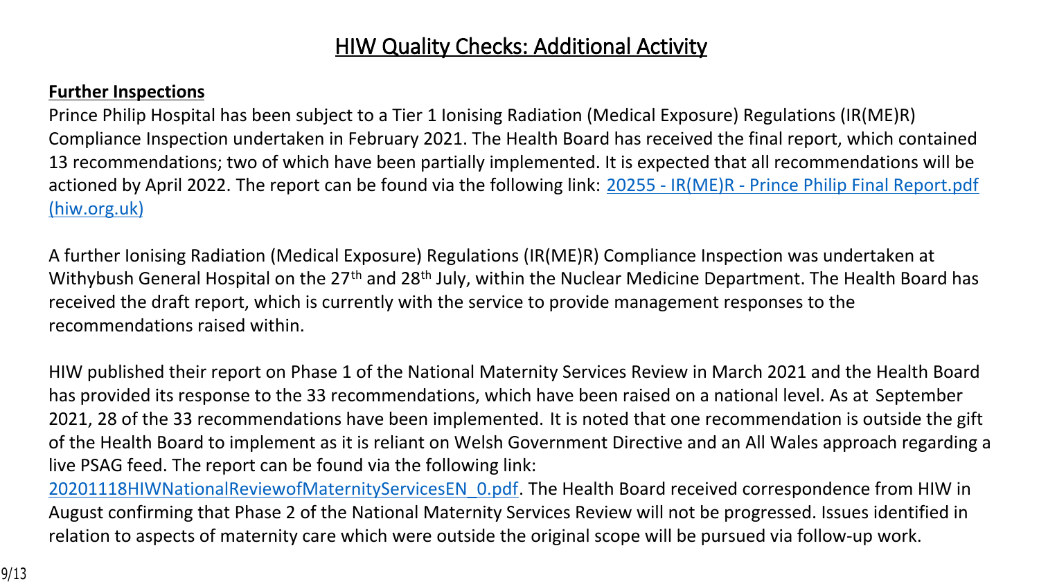# HIW Quality Checks: Additional Activity

**Further Inspections**

Prince Philip Hospital has been subject to a Tier 1 Ionising Radiation (Medical Exposure) Regulations (IR(ME)R) Compliance Inspection undertaken in February 2021. The Health Board has received the final report, which contained 13 recommendations; two of which have been partially implemented. It is expected that all recommendations will be actioned by April 2022. The report can be found via the following link: [20255 - IR(ME)R - Prince Philip Final Report.pdf (hiw.org.uk)]()

A further Ionising Radiation (Medical Exposure) Regulations (IR(ME)R) Compliance Inspection was undertaken at Withybush General Hospital on the 27th and 28th July, within the Nuclear Medicine Department. The Health Board has received the draft report, which is currently with the service to provide management responses to the recommendations raised within.

HIW published their report on Phase 1 of the National Maternity Services Review in March 2021 and the Health Board has provided its response to the 33 recommendations, which have been raised on a national level. As at September 2021, 28 of the 33 recommendations have been implemented. It is noted that one recommendation is outside the gift of the Health Board to implement as it is reliant on Welsh Government Directive and an All Wales approach regarding a live PSAG feed. The report can be found via the following link: [20201118HIWNationalReviewofMaternityServicesEN_0.pdf](). The Health Board received correspondence from HIW in August confirming that Phase 2 of the National Maternity Services Review will not be progressed. Issues identified in relation to aspects of maternity care which were outside the original scope will be pursued via follow-up work.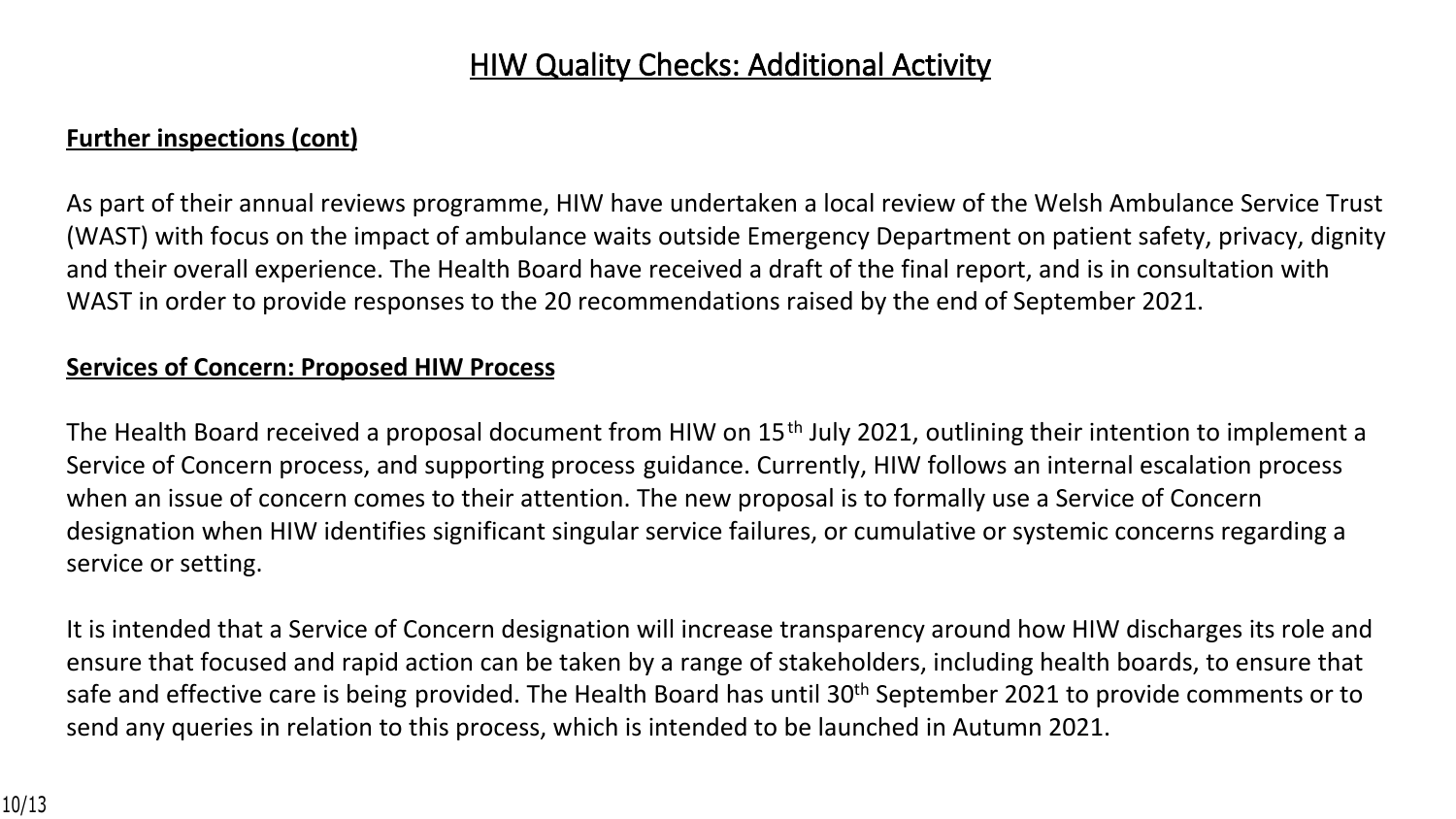# HIW Quality Checks: Additional Activity

**Further inspections (cont)**

As part of their annual reviews programme, HIW have undertaken a local review of the Welsh Ambulance Service Trust (WAST) with focus on the impact of ambulance waits outside Emergency Department on patient safety, privacy, dignity and their overall experience. The Health Board have received a draft of the final report, and is in consultation with WAST in order to provide responses to the 20 recommendations raised by the end of September 2021.

**Services of Concern: Proposed HIW Process**

The Health Board received a proposal document from HIW on 15th July 2021, outlining their intention to implement a Service of Concern process, and supporting process guidance. Currently, HIW follows an internal escalation process when an issue of concern comes to their attention. The new proposal is to formally use a Service of Concern designation when HIW identifies significant singular service failures, or cumulative or systemic concerns regarding a service or setting.

It is intended that a Service of Concern designation will increase transparency around how HIW discharges its role and ensure that focused and rapid action can be taken by a range of stakeholders, including health boards, to ensure that safe and effective care is being provided. The Health Board has until 30th September 2021 to provide comments or to send any queries in relation to this process, which is intended to be launched in Autumn 2021.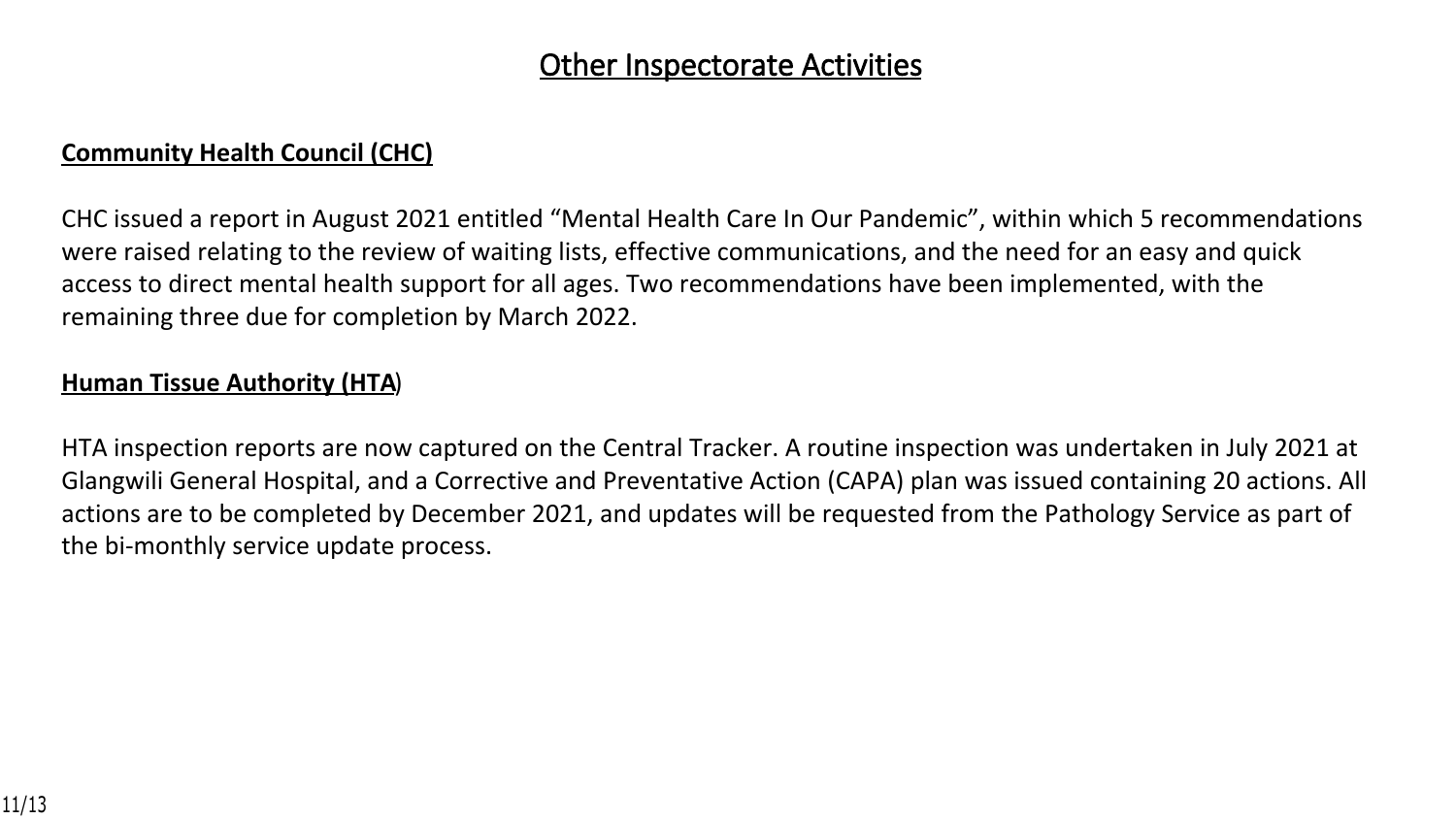# Other Inspectorate Activities

**Community Health Council (CHC)**

CHC issued a report in August 2021 entitled "Mental Health Care In Our Pandemic", within which 5 recommendations were raised relating to the review of waiting lists, effective communications, and the need for an easy and quick access to direct mental health support for all ages. Two recommendations have been implemented, with the remaining three due for completion by March 2022.

**Human Tissue Authority (HTA)**

HTA inspection reports are now captured on the Central Tracker. A routine inspection was undertaken in July 2021 at Glangwili General Hospital, and a Corrective and Preventative Action (CAPA) plan was issued containing 20 actions. All actions are to be completed by December 2021, and updates will be requested from the Pathology Service as part of the bi-monthly service update process.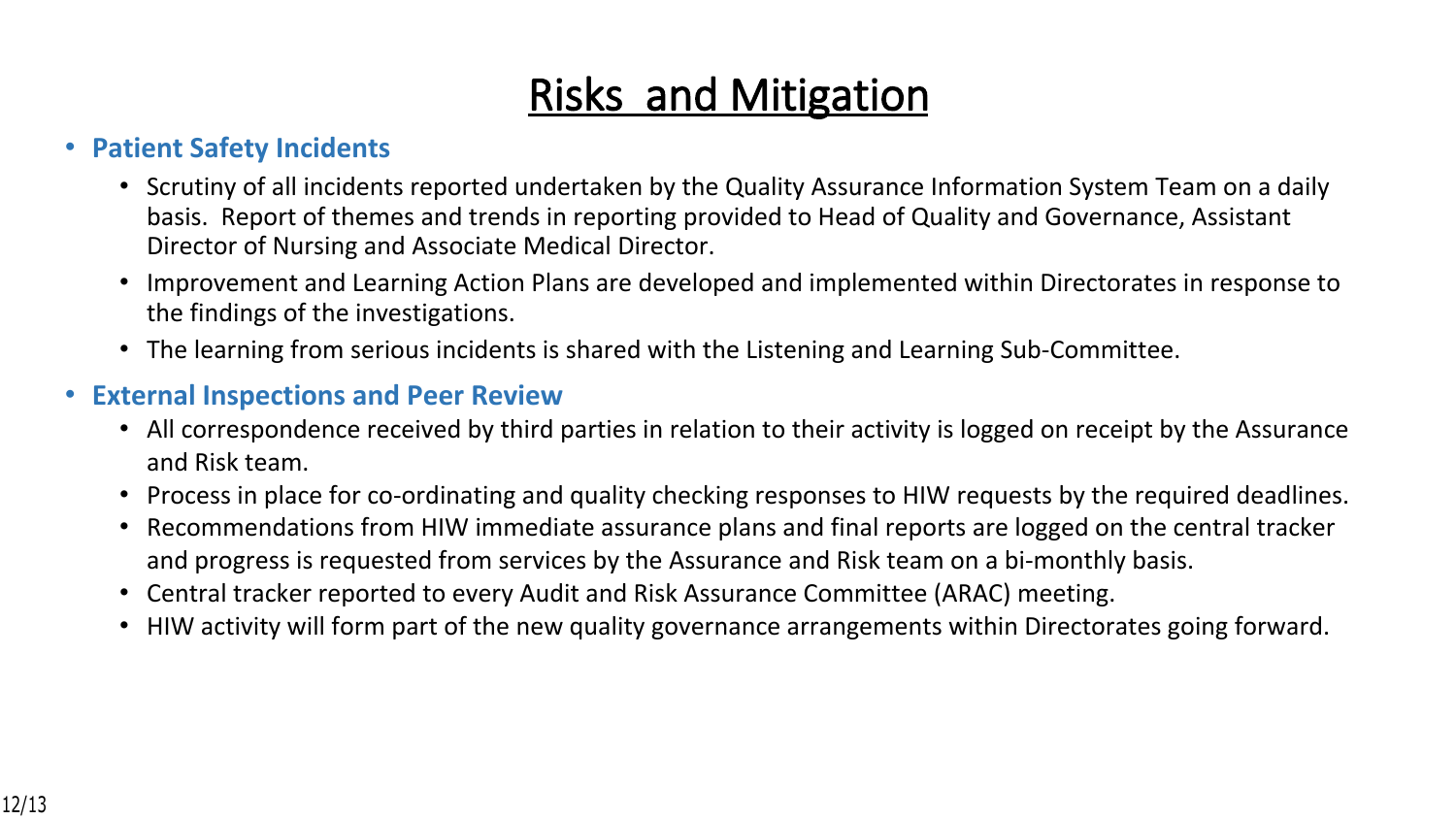# Risks and Mitigation

- **Patient Safety Incidents**
  - Scrutiny of all incidents reported undertaken by the Quality Assurance Information System Team on a daily basis. Report of themes and trends in reporting provided to Head of Quality and Governance, Assistant Director of Nursing and Associate Medical Director.
  - Improvement and Learning Action Plans are developed and implemented within Directorates in response to the findings of the investigations.
  - The learning from serious incidents is shared with the Listening and Learning Sub-Committee.
- **External Inspections and Peer Review**
  - All correspondence received by third parties in relation to their activity is logged on receipt by the Assurance and Risk team.
  - Process in place for co-ordinating and quality checking responses to HIW requests by the required deadlines.
  - Recommendations from HIW immediate assurance plans and final reports are logged on the central tracker and progress is requested from services by the Assurance and Risk team on a bi-monthly basis.
  - Central tracker reported to every Audit and Risk Assurance Committee (ARAC) meeting.
  - HIW activity will form part of the new quality governance arrangements within Directorates going forward.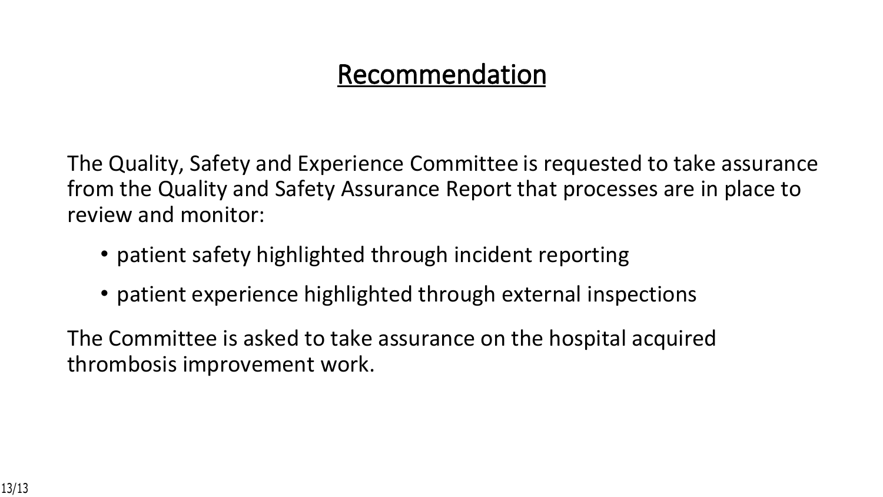# Recommendation

The Quality, Safety and Experience Committee is requested to take assurance from the Quality and Safety Assurance Report that processes are in place to review and monitor:

- patient safety highlighted through incident reporting
- patient experience highlighted through external inspections

The Committee is asked to take assurance on the hospital acquired thrombosis improvement work.